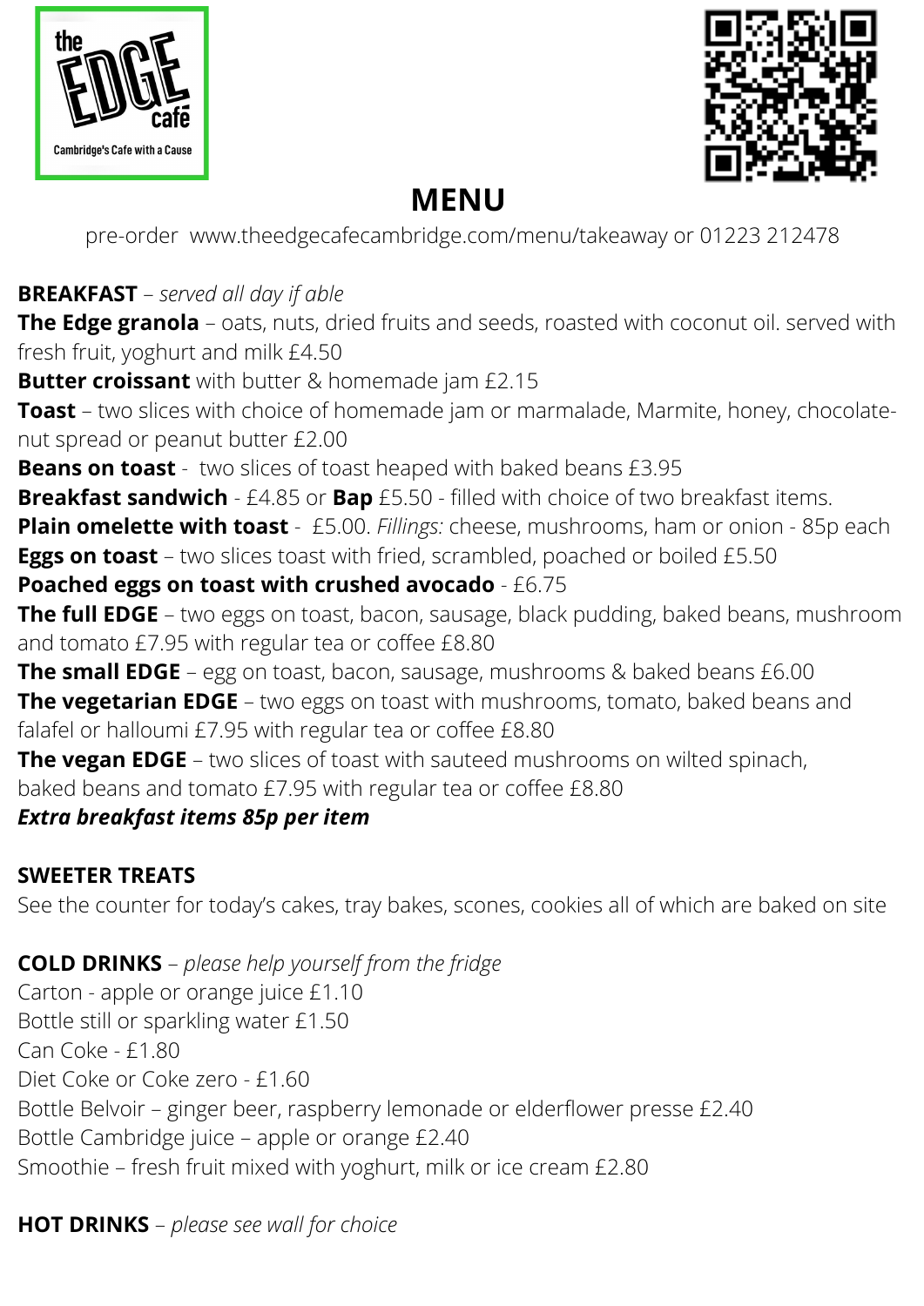the EDGE café
Cambridge's Cafe with a Cause

# MENU

pre-order www.theedgecafecambridge.com/menu/takeaway or 01223 212478

**BREAKFAST** – *served all day if able*

**The Edge granola** – oats, nuts, dried fruits and seeds, roasted with coconut oil. served with fresh fruit, yoghurt and milk £4.50

**Butter croissant** with butter & homemade jam £2.15

**Toast** – two slices with choice of homemade jam or marmalade, Marmite, honey, chocolate-nut spread or peanut butter £2.00

**Beans on toast** - two slices of toast heaped with baked beans £3.95

**Breakfast sandwich** - £4.85 or **Bap** £5.50 - filled with choice of two breakfast items.

**Plain omelette with toast** - £5.00. *Fillings:* cheese, mushrooms, ham or onion - 85p each

**Eggs on toast** – two slices toast with fried, scrambled, poached or boiled £5.50

**Poached eggs on toast with crushed avocado** - £6.75

**The full EDGE** – two eggs on toast, bacon, sausage, black pudding, baked beans, mushroom and tomato £7.95 with regular tea or coffee £8.80

**The small EDGE** – egg on toast, bacon, sausage, mushrooms & baked beans £6.00

**The vegetarian EDGE** – two eggs on toast with mushrooms, tomato, baked beans and falafel or halloumi £7.95 with regular tea or coffee £8.80

**The vegan EDGE** – two slices of toast with sauteed mushrooms on wilted spinach, baked beans and tomato £7.95 with regular tea or coffee £8.80

***Extra breakfast items 85p per item***

**SWEETER TREATS**

See the counter for today's cakes, tray bakes, scones, cookies all of which are baked on site

**COLD DRINKS** – *please help yourself from the fridge*

Carton - apple or orange juice £1.10

Bottle still or sparkling water £1.50

Can Coke - £1.80

Diet Coke or Coke zero - £1.60

Bottle Belvoir – ginger beer, raspberry lemonade or elderflower presse £2.40

Bottle Cambridge juice – apple or orange £2.40

Smoothie – fresh fruit mixed with yoghurt, milk or ice cream £2.80

**HOT DRINKS** – *please see wall for choice*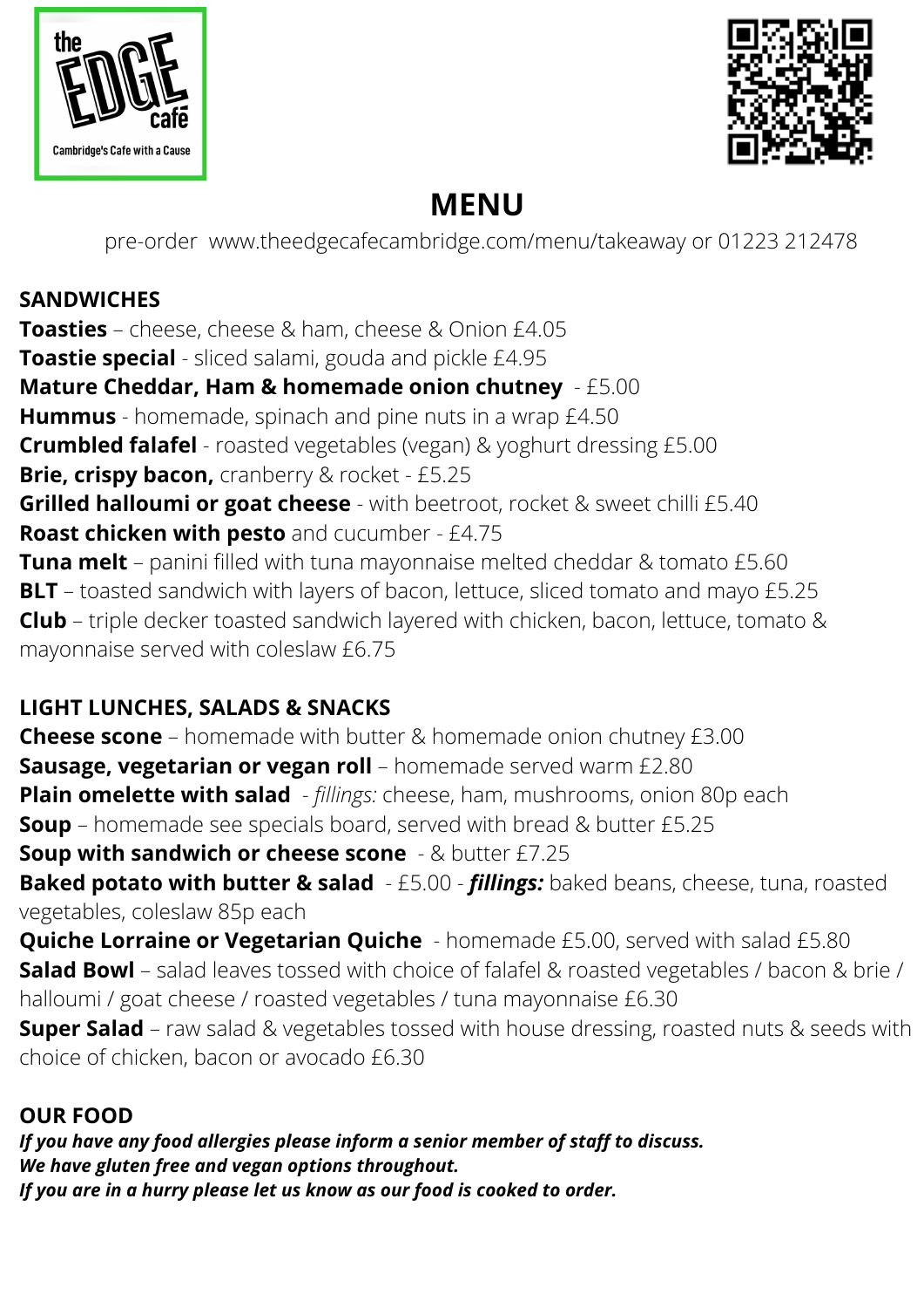the EDGE café

Cambridge's Cafe with a Cause

# MENU

pre-order www.theedgecafecambridge.com/menu/takeaway or 01223 212478

## SANDWICHES

**Toasties** – cheese, cheese & ham, cheese & Onion £4.05
**Toastie special** - sliced salami, gouda and pickle £4.95
**Mature Cheddar, Ham & homemade onion chutney** - £5.00
**Hummus** - homemade, spinach and pine nuts in a wrap £4.50
**Crumbled falafel** - roasted vegetables (vegan) & yoghurt dressing £5.00
**Brie, crispy bacon,** cranberry & rocket - £5.25
**Grilled halloumi or goat cheese** - with beetroot, rocket & sweet chilli £5.40
**Roast chicken with pesto** and cucumber - £4.75
**Tuna melt** – panini filled with tuna mayonnaise melted cheddar & tomato £5.60
**BLT** – toasted sandwich with layers of bacon, lettuce, sliced tomato and mayo £5.25
**Club** – triple decker toasted sandwich layered with chicken, bacon, lettuce, tomato & mayonnaise served with coleslaw £6.75

## LIGHT LUNCHES, SALADS & SNACKS

**Cheese scone** – homemade with butter & homemade onion chutney £3.00
**Sausage, vegetarian or vegan roll** – homemade served warm £2.80
**Plain omelette with salad** - *fillings:* cheese, ham, mushrooms, onion 80p each
**Soup** – homemade see specials board, served with bread & butter £5.25
**Soup with sandwich or cheese scone** - & butter £7.25
**Baked potato with butter & salad** - £5.00 - ***fillings:*** baked beans, cheese, tuna, roasted vegetables, coleslaw 85p each
**Quiche Lorraine or Vegetarian Quiche** - homemade £5.00, served with salad £5.80
**Salad Bowl** – salad leaves tossed with choice of falafel & roasted vegetables / bacon & brie / halloumi / goat cheese / roasted vegetables / tuna mayonnaise £6.30
**Super Salad** – raw salad & vegetables tossed with house dressing, roasted nuts & seeds with choice of chicken, bacon or avocado £6.30

## OUR FOOD

***If you have any food allergies please inform a senior member of staff to discuss.***
***We have gluten free and vegan options throughout.***
***If you are in a hurry please let us know as our food is cooked to order.***